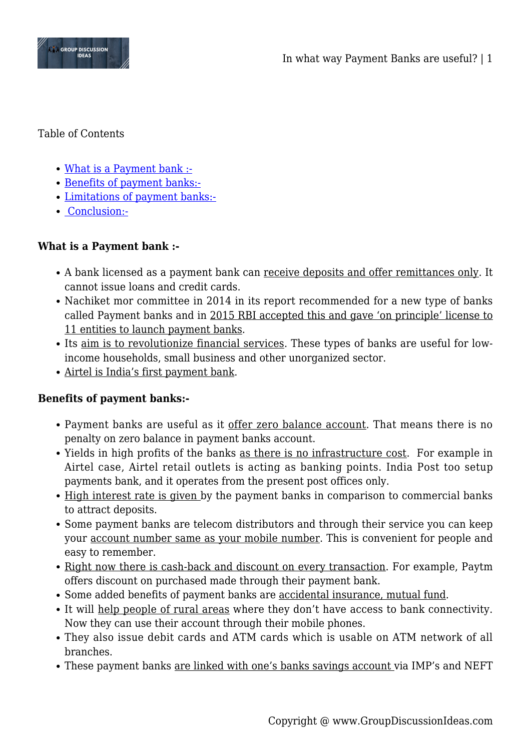Table of Contents

- What is a Payment bank :-
- Benefits of payment banks:-
- Limitations of payment banks:-
- Conclusion:-

**What is a Payment bank :-**

- A bank licensed as a payment bank can receive deposits and offer remittances only. It cannot issue loans and credit cards.
- Nachiket mor committee in 2014 in its report recommended for a new type of banks called Payment banks and in 2015 RBI accepted this and gave 'on principle' license to 11 entities to launch payment banks.
- Its aim is to revolutionize financial services. These types of banks are useful for low-income households, small business and other unorganized sector.
- Airtel is India's first payment bank.

**Benefits of payment banks:-**

- Payment banks are useful as it offer zero balance account. That means there is no penalty on zero balance in payment banks account.
- Yields in high profits of the banks as there is no infrastructure cost. For example in Airtel case, Airtel retail outlets is acting as banking points. India Post too setup payments bank, and it operates from the present post offices only.
- High interest rate is given by the payment banks in comparison to commercial banks to attract deposits.
- Some payment banks are telecom distributors and through their service you can keep your account number same as your mobile number. This is convenient for people and easy to remember.
- Right now there is cash-back and discount on every transaction. For example, Paytm offers discount on purchased made through their payment bank.
- Some added benefits of payment banks are accidental insurance, mutual fund.
- It will help people of rural areas where they don't have access to bank connectivity. Now they can use their account through their mobile phones.
- They also issue debit cards and ATM cards which is usable on ATM network of all branches.
- These payment banks are linked with one's banks savings account via IMP's and NEFT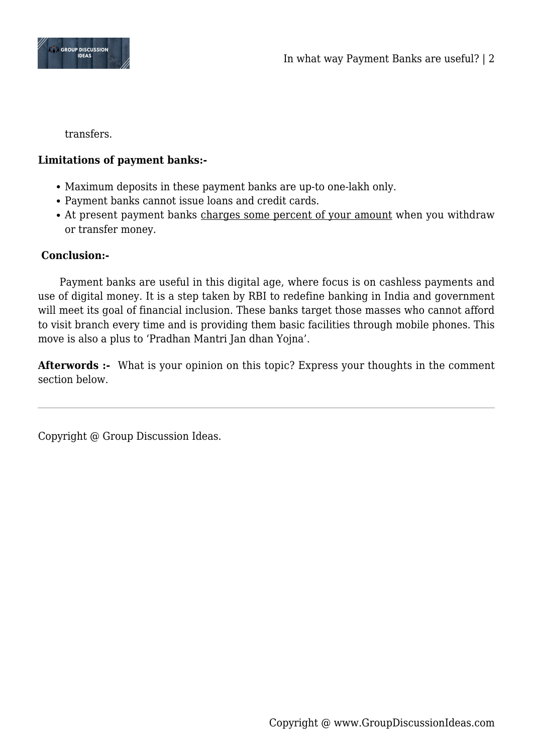transfers.

**Limitations of payment banks:-**

- Maximum deposits in these payment banks are up-to one-lakh only.
- Payment banks cannot issue loans and credit cards.
- At present payment banks charges some percent of your amount when you withdraw or transfer money.

**Conclusion:-**

Payment banks are useful in this digital age, where focus is on cashless payments and use of digital money. It is a step taken by RBI to redefine banking in India and government will meet its goal of financial inclusion. These banks target those masses who cannot afford to visit branch every time and is providing them basic facilities through mobile phones. This move is also a plus to 'Pradhan Mantri Jan dhan Yojna'.

**Afterwords :-** What is your opinion on this topic? Express your thoughts in the comment section below.

---

Copyright @ Group Discussion Ideas.